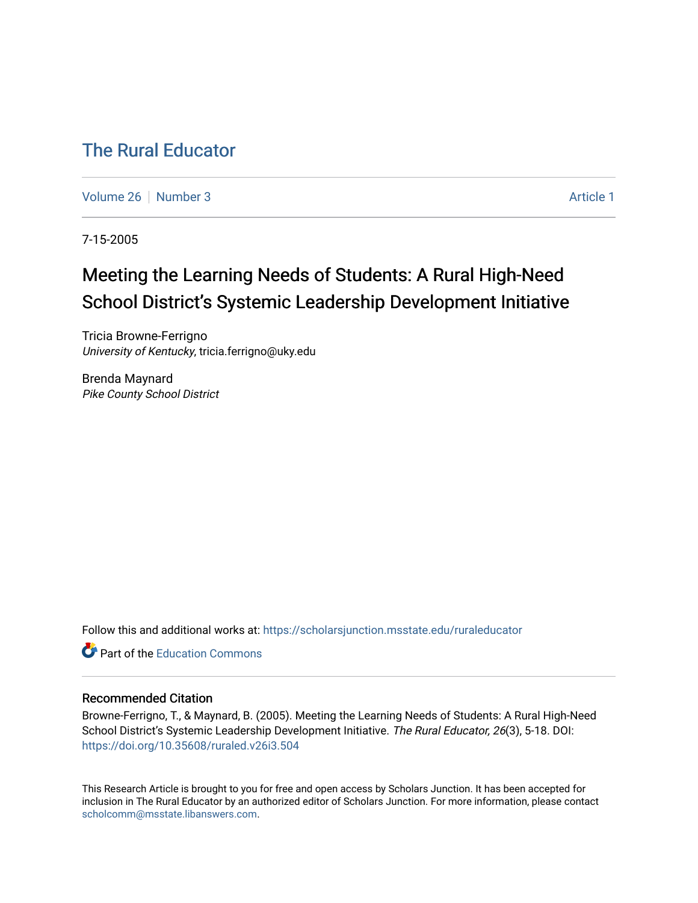# The Rural Educator

Volume 26 | Number 3 | Article 1

7-15-2005

## Meeting the Learning Needs of Students: A Rural High-Need School District's Systemic Leadership Development Initiative

Tricia Browne-Ferrigno
*University of Kentucky*, tricia.ferrigno@uky.edu

Brenda Maynard
*Pike County School District*

Follow this and additional works at: https://scholarsjunction.msstate.edu/ruraleducator

Part of the Education Commons

### Recommended Citation

Browne-Ferrigno, T., & Maynard, B. (2005). Meeting the Learning Needs of Students: A Rural High-Need School District's Systemic Leadership Development Initiative. *The Rural Educator, 26*(3), 5-18. DOI: https://doi.org/10.35608/ruraled.v26i3.504

This Research Article is brought to you for free and open access by Scholars Junction. It has been accepted for inclusion in The Rural Educator by an authorized editor of Scholars Junction. For more information, please contact scholcomm@msstate.libanswers.com.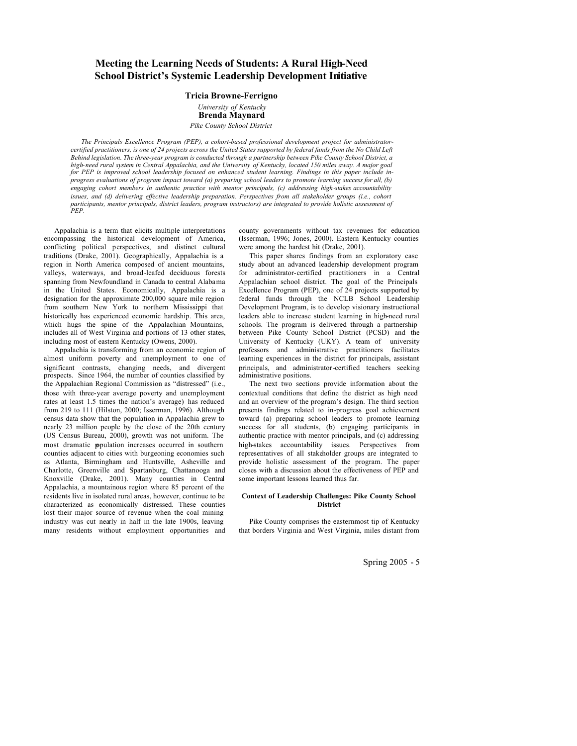# Meeting the Learning Needs of Students: A Rural High-Need School District's Systemic Leadership Development Initiative

**Tricia Browne-Ferrigno**

*University of Kentucky*

**Brenda Maynard**

*Pike County School District*

*The Principals Excellence Program (PEP), a cohort-based professional development project for administrator-certified practitioners, is one of 24 projects across the United States supported by federal funds from the No Child Left Behind legislation. The three-year program is conducted through a partnership between Pike County School District, a high-need rural system in Central Appalachia, and the University of Kentucky, located 150 miles away. A major goal for PEP is improved school leadership focused on enhanced student learning. Findings in this paper include in-progress evaluations of program impact toward (a) preparing school leaders to promote learning success for all, (b) engaging cohort members in authentic practice with mentor principals, (c) addressing high-stakes accountability issues, and (d) delivering effective leadership preparation. Perspectives from all stakeholder groups (i.e., cohort participants, mentor principals, district leaders, program instructors) are integrated to provide holistic assessment of PEP.*

Appalachia is a term that elicits multiple interpretations encompassing the historical development of America, conflicting political perspectives, and distinct cultural traditions (Drake, 2001). Geographically, Appalachia is a region in North America composed of ancient mountains, valleys, waterways, and broad-leafed deciduous forests spanning from Newfoundland in Canada to central Alabama in the United States. Economically, Appalachia is a designation for the approximate 200,000 square mile region from southern New York to northern Mississippi that historically has experienced economic hardship. This area, which hugs the spine of the Appalachian Mountains, includes all of West Virginia and portions of 13 other states, including most of eastern Kentucky (Owens, 2000).

Appalachia is transforming from an economic region of almost uniform poverty and unemployment to one of significant contrasts, changing needs, and divergent prospects. Since 1964, the number of counties classified by the Appalachian Regional Commission as "distressed" (i.e., those with three-year average poverty and unemployment rates at least 1.5 times the nation's average) has reduced from 219 to 111 (Hilston, 2000; Isserman, 1996). Although census data show that the population in Appalachia grew to nearly 23 million people by the close of the 20th century (US Census Bureau, 2000), growth was not uniform. The most dramatic population increases occurred in southern counties adjacent to cities with burgeoning economies such as Atlanta, Birmingham and Huntsville, Asheville and Charlotte, Greenville and Spartanburg, Chattanooga and Knoxville (Drake, 2001). Many counties in Central Appalachia, a mountainous region where 85 percent of the residents live in isolated rural areas, however, continue to be characterized as economically distressed. These counties lost their major source of revenue when the coal mining industry was cut nearly in half in the late 1900s, leaving many residents without employment opportunities and county governments without tax revenues for education (Isserman, 1996; Jones, 2000). Eastern Kentucky counties were among the hardest hit (Drake, 2001).

This paper shares findings from an exploratory case study about an advanced leadership development program for administrator-certified practitioners in a Central Appalachian school district. The goal of the Principals Excellence Program (PEP), one of 24 projects supported by federal funds through the NCLB School Leadership Development Program, is to develop visionary instructional leaders able to increase student learning in high-need rural schools. The program is delivered through a partnership between Pike County School District (PCSD) and the University of Kentucky (UKY). A team of university professors and administrative practitioners facilitates learning experiences in the district for principals, assistant principals, and administrator-certified teachers seeking administrative positions.

The next two sections provide information about the contextual conditions that define the district as high need and an overview of the program's design. The third section presents findings related to in-progress goal achievement toward (a) preparing school leaders to promote learning success for all students, (b) engaging participants in authentic practice with mentor principals, and (c) addressing high-stakes accountability issues. Perspectives from representatives of all stakeholder groups are integrated to provide holistic assessment of the program. The paper closes with a discussion about the effectiveness of PEP and some important lessons learned thus far.

## Context of Leadership Challenges: Pike County School District

Pike County comprises the easternmost tip of Kentucky that borders Virginia and West Virginia, miles distant from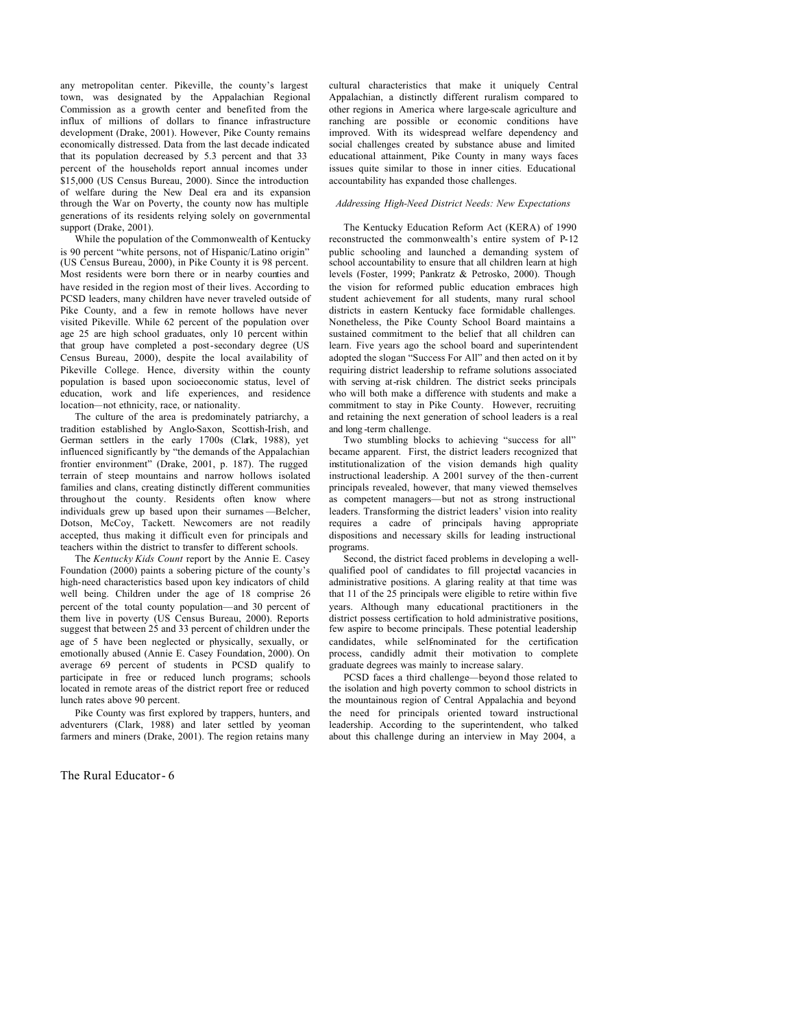any metropolitan center. Pikeville, the county's largest town, was designated by the Appalachian Regional Commission as a growth center and benefited from the influx of millions of dollars to finance infrastructure development (Drake, 2001). However, Pike County remains economically distressed. Data from the last decade indicated that its population decreased by 5.3 percent and that 33 percent of the households report annual incomes under $15,000 (US Census Bureau, 2000). Since the introduction of welfare during the New Deal era and its expansion through the War on Poverty, the county now has multiple generations of its residents relying solely on governmental support (Drake, 2001).

While the population of the Commonwealth of Kentucky is 90 percent "white persons, not of Hispanic/Latino origin" (US Census Bureau, 2000), in Pike County it is 98 percent. Most residents were born there or in nearby counties and have resided in the region most of their lives. According to PCSD leaders, many children have never traveled outside of Pike County, and a few in remote hollows have never visited Pikeville. While 62 percent of the population over age 25 are high school graduates, only 10 percent within that group have completed a post-secondary degree (US Census Bureau, 2000), despite the local availability of Pikeville College. Hence, diversity within the county population is based upon socioeconomic status, level of education, work and life experiences, and residence location—not ethnicity, race, or nationality.

The culture of the area is predominately patriarchy, a tradition established by Anglo-Saxon, Scottish-Irish, and German settlers in the early 1700s (Clark, 1988), yet influenced significantly by "the demands of the Appalachian frontier environment" (Drake, 2001, p. 187). The rugged terrain of steep mountains and narrow hollows isolated families and clans, creating distinctly different communities throughout the county. Residents often know where individuals grew up based upon their surnames—Belcher, Dotson, McCoy, Tackett. Newcomers are not readily accepted, thus making it difficult even for principals and teachers within the district to transfer to different schools.

The *Kentucky Kids Count* report by the Annie E. Casey Foundation (2000) paints a sobering picture of the county's high-need characteristics based upon key indicators of child well being. Children under the age of 18 comprise 26 percent of the total county population—and 30 percent of them live in poverty (US Census Bureau, 2000). Reports suggest that between 25 and 33 percent of children under the age of 5 have been neglected or physically, sexually, or emotionally abused (Annie E. Casey Foundation, 2000). On average 69 percent of students in PCSD qualify to participate in free or reduced lunch programs; schools located in remote areas of the district report free or reduced lunch rates above 90 percent.

Pike County was first explored by trappers, hunters, and adventurers (Clark, 1988) and later settled by yeoman farmers and miners (Drake, 2001). The region retains many cultural characteristics that make it uniquely Central Appalachian, a distinctly different ruralism compared to other regions in America where large-scale agriculture and ranching are possible or economic conditions have improved. With its widespread welfare dependency and social challenges created by substance abuse and limited educational attainment, Pike County in many ways faces issues quite similar to those in inner cities. Educational accountability has expanded those challenges.

*Addressing High-Need District Needs: New Expectations*

The Kentucky Education Reform Act (KERA) of 1990 reconstructed the commonwealth's entire system of P-12 public schooling and launched a demanding system of school accountability to ensure that all children learn at high levels (Foster, 1999; Pankratz & Petrosko, 2000). Though the vision for reformed public education embraces high student achievement for all students, many rural school districts in eastern Kentucky face formidable challenges. Nonetheless, the Pike County School Board maintains a sustained commitment to the belief that all children can learn. Five years ago the school board and superintendent adopted the slogan "Success For All" and then acted on it by requiring district leadership to reframe solutions associated with serving at-risk children. The district seeks principals who will both make a difference with students and make a commitment to stay in Pike County. However, recruiting and retaining the next generation of school leaders is a real and long-term challenge.

Two stumbling blocks to achieving "success for all" became apparent. First, the district leaders recognized that institutionalization of the vision demands high quality instructional leadership. A 2001 survey of the then-current principals revealed, however, that many viewed themselves as competent managers—but not as strong instructional leaders. Transforming the district leaders' vision into reality requires a cadre of principals having appropriate dispositions and necessary skills for leading instructional programs.

Second, the district faced problems in developing a well-qualified pool of candidates to fill projected vacancies in administrative positions. A glaring reality at that time was that 11 of the 25 principals were eligible to retire within five years. Although many educational practitioners in the district possess certification to hold administrative positions, few aspire to become principals. These potential leadership candidates, while self-nominated for the certification process, candidly admit their motivation to complete graduate degrees was mainly to increase salary.

PCSD faces a third challenge—beyond those related to the isolation and high poverty common to school districts in the mountainous region of Central Appalachia and beyond the need for principals oriented toward instructional leadership. According to the superintendent, who talked about this challenge during an interview in May 2004, a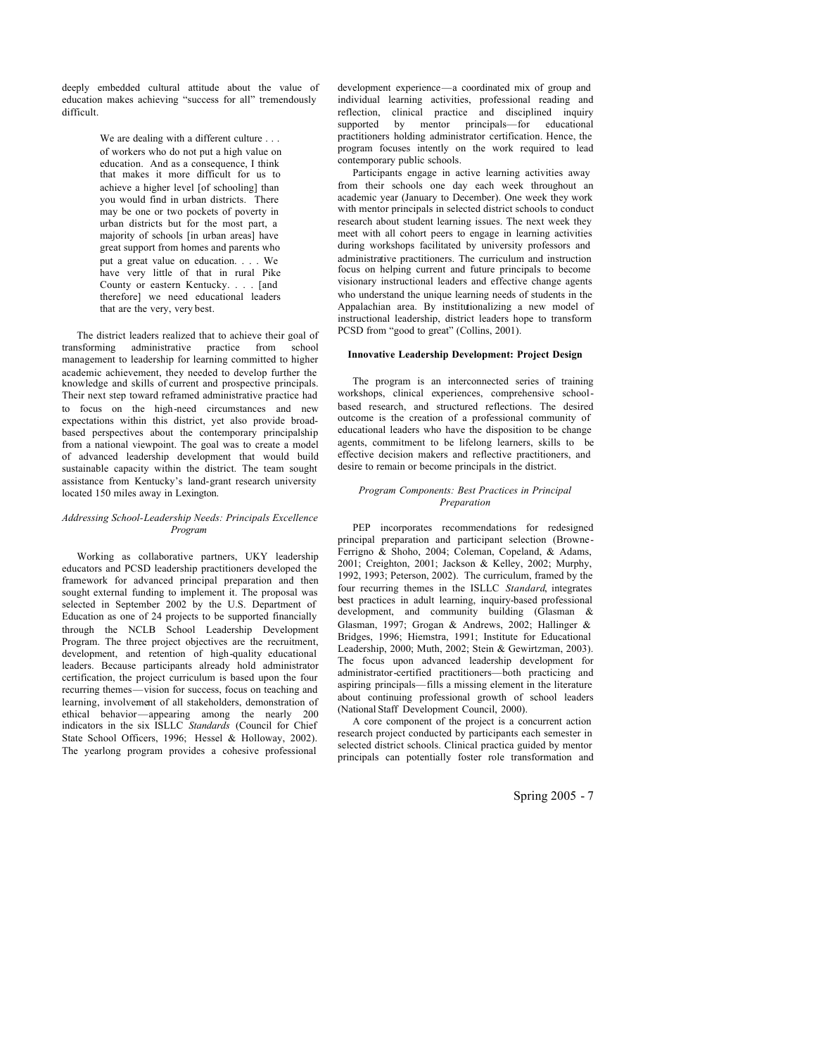deeply embedded cultural attitude about the value of education makes achieving "success for all" tremendously difficult.

> We are dealing with a different culture . . . of workers who do not put a high value on education. And as a consequence, I think that makes it more difficult for us to achieve a higher level [of schooling] than you would find in urban districts. There may be one or two pockets of poverty in urban districts but for the most part, a majority of schools [in urban areas] have great support from homes and parents who put a great value on education. . . . We have very little of that in rural Pike County or eastern Kentucky. . . . [and therefore] we need educational leaders that are the very, very best.

The district leaders realized that to achieve their goal of transforming administrative practice from school management to leadership for learning committed to higher academic achievement, they needed to develop further the knowledge and skills of current and prospective principals. Their next step toward reframed administrative practice had to focus on the high-need circumstances and new expectations within this district, yet also provide broad-based perspectives about the contemporary principalship from a national viewpoint. The goal was to create a model of advanced leadership development that would build sustainable capacity within the district. The team sought assistance from Kentucky's land-grant research university located 150 miles away in Lexington.

### *Addressing School-Leadership Needs: Principals Excellence Program*

Working as collaborative partners, UKY leadership educators and PCSD leadership practitioners developed the framework for advanced principal preparation and then sought external funding to implement it. The proposal was selected in September 2002 by the U.S. Department of Education as one of 24 projects to be supported financially through the NCLB School Leadership Development Program. The three project objectives are the recruitment, development, and retention of high-quality educational leaders. Because participants already hold administrator certification, the project curriculum is based upon the four recurring themes—vision for success, focus on teaching and learning, involvement of all stakeholders, demonstration of ethical behavior—appearing among the nearly 200 indicators in the six ISLLC *Standards* (Council for Chief State School Officers, 1996; Hessel & Holloway, 2002). The yearlong program provides a cohesive professional development experience—a coordinated mix of group and individual learning activities, professional reading and reflection, clinical practice and disciplined inquiry supported by mentor principals—for educational practitioners holding administrator certification. Hence, the program focuses intently on the work required to lead contemporary public schools.

Participants engage in active learning activities away from their schools one day each week throughout an academic year (January to December). One week they work with mentor principals in selected district schools to conduct research about student learning issues. The next week they meet with all cohort peers to engage in learning activities during workshops facilitated by university professors and administrative practitioners. The curriculum and instruction focus on helping current and future principals to become visionary instructional leaders and effective change agents who understand the unique learning needs of students in the Appalachian area. By institutionalizing a new model of instructional leadership, district leaders hope to transform PCSD from "good to great" (Collins, 2001).

## Innovative Leadership Development: Project Design

The program is an interconnected series of training workshops, clinical experiences, comprehensive school-based research, and structured reflections. The desired outcome is the creation of a professional community of educational leaders who have the disposition to be change agents, commitment to be lifelong learners, skills to be effective decision makers and reflective practitioners, and desire to remain or become principals in the district.

### *Program Components: Best Practices in Principal Preparation*

PEP incorporates recommendations for redesigned principal preparation and participant selection (Browne-Ferrigno & Shoho, 2004; Coleman, Copeland, & Adams, 2001; Creighton, 2001; Jackson & Kelley, 2002; Murphy, 1992, 1993; Peterson, 2002). The curriculum, framed by the four recurring themes in the ISLLC *Standard*, integrates best practices in adult learning, inquiry-based professional development, and community building (Glasman & Glasman, 1997; Grogan & Andrews, 2002; Hallinger & Bridges, 1996; Hiemstra, 1991; Institute for Educational Leadership, 2000; Muth, 2002; Stein & Gewirtzman, 2003). The focus upon advanced leadership development for administrator-certified practitioners—both practicing and aspiring principals—fills a missing element in the literature about continuing professional growth of school leaders (National Staff Development Council, 2000).

A core component of the project is a concurrent action research project conducted by participants each semester in selected district schools. Clinical practica guided by mentor principals can potentially foster role transformation and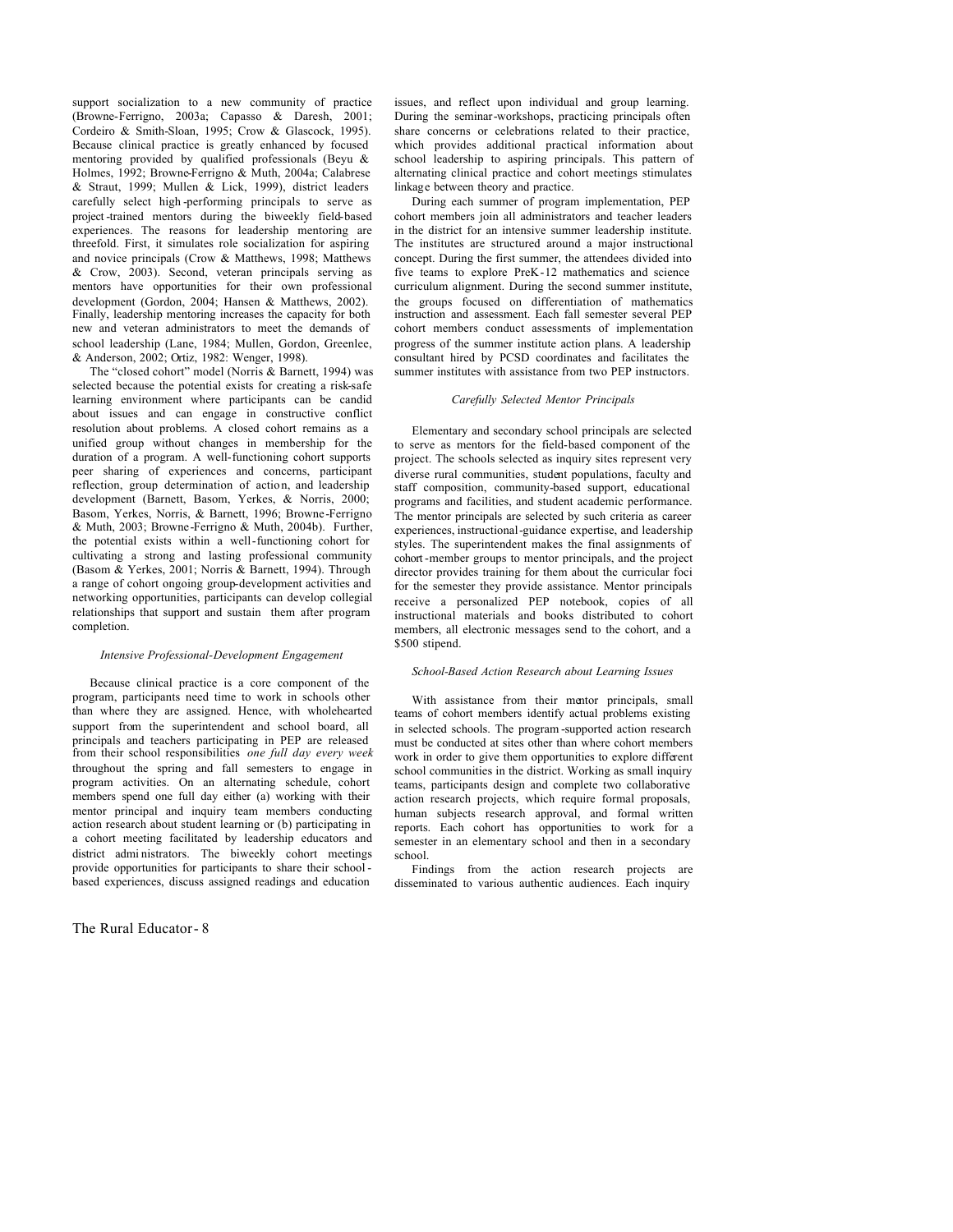support socialization to a new community of practice (Browne-Ferrigno, 2003a; Capasso & Daresh, 2001; Cordeiro & Smith-Sloan, 1995; Crow & Glascock, 1995). Because clinical practice is greatly enhanced by focused mentoring provided by qualified professionals (Beyu & Holmes, 1992; Browne-Ferrigno & Muth, 2004a; Calabrese & Straut, 1999; Mullen & Lick, 1999), district leaders carefully select high-performing principals to serve as project-trained mentors during the biweekly field-based experiences. The reasons for leadership mentoring are threefold. First, it simulates role socialization for aspiring and novice principals (Crow & Matthews, 1998; Matthews & Crow, 2003). Second, veteran principals serving as mentors have opportunities for their own professional development (Gordon, 2004; Hansen & Matthews, 2002). Finally, leadership mentoring increases the capacity for both new and veteran administrators to meet the demands of school leadership (Lane, 1984; Mullen, Gordon, Greenlee, & Anderson, 2002; Ortiz, 1982: Wenger, 1998).

The "closed cohort" model (Norris & Barnett, 1994) was selected because the potential exists for creating a risk-safe learning environment where participants can be candid about issues and can engage in constructive conflict resolution about problems. A closed cohort remains as a unified group without changes in membership for the duration of a program. A well-functioning cohort supports peer sharing of experiences and concerns, participant reflection, group determination of action, and leadership development (Barnett, Basom, Yerkes, & Norris, 2000; Basom, Yerkes, Norris, & Barnett, 1996; Browne-Ferrigno & Muth, 2003; Browne-Ferrigno & Muth, 2004b). Further, the potential exists within a well-functioning cohort for cultivating a strong and lasting professional community (Basom & Yerkes, 2001; Norris & Barnett, 1994). Through a range of cohort ongoing group-development activities and networking opportunities, participants can develop collegial relationships that support and sustain them after program completion.

*Intensive Professional-Development Engagement*

Because clinical practice is a core component of the program, participants need time to work in schools other than where they are assigned. Hence, with wholehearted support from the superintendent and school board, all principals and teachers participating in PEP are released from their school responsibilities *one full day every week* throughout the spring and fall semesters to engage in program activities. On an alternating schedule, cohort members spend one full day either (a) working with their mentor principal and inquiry team members conducting action research about student learning or (b) participating in a cohort meeting facilitated by leadership educators and district administrators. The biweekly cohort meetings provide opportunities for participants to share their school-based experiences, discuss assigned readings and education issues, and reflect upon individual and group learning. During the seminar-workshops, practicing principals often share concerns or celebrations related to their practice, which provides additional practical information about school leadership to aspiring principals. This pattern of alternating clinical practice and cohort meetings stimulates linkage between theory and practice.

During each summer of program implementation, PEP cohort members join all administrators and teacher leaders in the district for an intensive summer leadership institute. The institutes are structured around a major instructional concept. During the first summer, the attendees divided into five teams to explore PreK-12 mathematics and science curriculum alignment. During the second summer institute, the groups focused on differentiation of mathematics instruction and assessment. Each fall semester several PEP cohort members conduct assessments of implementation progress of the summer institute action plans. A leadership consultant hired by PCSD coordinates and facilitates the summer institutes with assistance from two PEP instructors.

*Carefully Selected Mentor Principals*

Elementary and secondary school principals are selected to serve as mentors for the field-based component of the project. The schools selected as inquiry sites represent very diverse rural communities, student populations, faculty and staff composition, community-based support, educational programs and facilities, and student academic performance. The mentor principals are selected by such criteria as career experiences, instructional-guidance expertise, and leadership styles. The superintendent makes the final assignments of cohort-member groups to mentor principals, and the project director provides training for them about the curricular foci for the semester they provide assistance. Mentor principals receive a personalized PEP notebook, copies of all instructional materials and books distributed to cohort members, all electronic messages send to the cohort, and a $500 stipend.

*School-Based Action Research about Learning Issues*

With assistance from their mentor principals, small teams of cohort members identify actual problems existing in selected schools. The program-supported action research must be conducted at sites other than where cohort members work in order to give them opportunities to explore different school communities in the district. Working as small inquiry teams, participants design and complete two collaborative action research projects, which require formal proposals, human subjects research approval, and formal written reports. Each cohort has opportunities to work for a semester in an elementary school and then in a secondary school.

Findings from the action research projects are disseminated to various authentic audiences. Each inquiry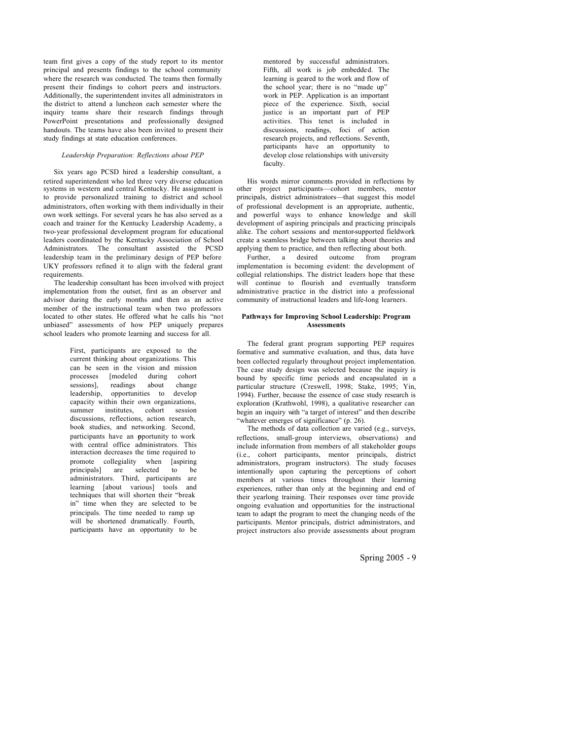team first gives a copy of the study report to its mentor principal and presents findings to the school community where the research was conducted. The teams then formally present their findings to cohort peers and instructors. Additionally, the superintendent invites all administrators in the district to attend a luncheon each semester where the inquiry teams share their research findings through PowerPoint presentations and professionally designed handouts. The teams have also been invited to present their study findings at state education conferences.

*Leadership Preparation: Reflections about PEP*

Six years ago PCSD hired a leadership consultant, a retired superintendent who led three very diverse education systems in western and central Kentucky. He assignment is to provide personalized training to district and school administrators, often working with them individually in their own work settings. For several years he has also served as a coach and trainer for the Kentucky Leadership Academy, a two-year professional development program for educational leaders coordinated by the Kentucky Association of School Administrators. The consultant assisted the PCSD leadership team in the preliminary design of PEP before UKY professors refined it to align with the federal grant requirements.

The leadership consultant has been involved with project implementation from the outset, first as an observer and advisor during the early months and then as an active member of the instructional team when two professors located to other states. He offered what he calls his "not unbiased" assessments of how PEP uniquely prepares school leaders who promote learning and success for all.

> First, participants are exposed to the current thinking about organizations. This can be seen in the vision and mission processes [modeled during cohort sessions], readings about change leadership, opportunities to develop capacity within their own organizations, summer institutes, cohort session discussions, reflections, action research, book studies, and networking. Second, participants have an opportunity to work with central office administrators. This interaction decreases the time required to promote collegiality when [aspiring principals] are selected to be administrators. Third, participants are learning [about various] tools and techniques that will shorten their "break in" time when they are selected to be principals. The time needed to ramp up will be shortened dramatically. Fourth, participants have an opportunity to be mentored by successful administrators. Fifth, all work is job embedded. The learning is geared to the work and flow of the school year; there is no "made up" work in PEP. Application is an important piece of the experience. Sixth, social justice is an important part of PEP activities. This tenet is included in discussions, readings, foci of action research projects, and reflections. Seventh, participants have an opportunity to develop close relationships with university faculty.

His words mirror comments provided in reflections by other project participants—cohort members, mentor principals, district administrators—that suggest this model of professional development is an appropriate, authentic, and powerful ways to enhance knowledge and skill development of aspiring principals and practicing principals alike. The cohort sessions and mentor-supported fieldwork create a seamless bridge between talking about theories and applying them to practice, and then reflecting about both.

Further, a desired outcome from program implementation is becoming evident: the development of collegial relationships. The district leaders hope that these will continue to flourish and eventually transform administrative practice in the district into a professional community of instructional leaders and life-long learners.

**Pathways for Improving School Leadership: Program Assessments**

The federal grant program supporting PEP requires formative and summative evaluation, and thus, data have been collected regularly throughout project implementation. The case study design was selected because the inquiry is bound by specific time periods and encapsulated in a particular structure (Creswell, 1998; Stake, 1995; Yin, 1994). Further, because the essence of case study research is exploration (Krathwohl, 1998), a qualitative researcher can begin an inquiry with "a target of interest" and then describe "whatever emerges of significance" (p. 26).

The methods of data collection are varied (e.g., surveys, reflections, small-group interviews, observations) and include information from members of all stakeholder groups (i.e., cohort participants, mentor principals, district administrators, program instructors). The study focuses intentionally upon capturing the perceptions of cohort members at various times throughout their learning experiences, rather than only at the beginning and end of their yearlong training. Their responses over time provide ongoing evaluation and opportunities for the instructional team to adapt the program to meet the changing needs of the participants. Mentor principals, district administrators, and project instructors also provide assessments about program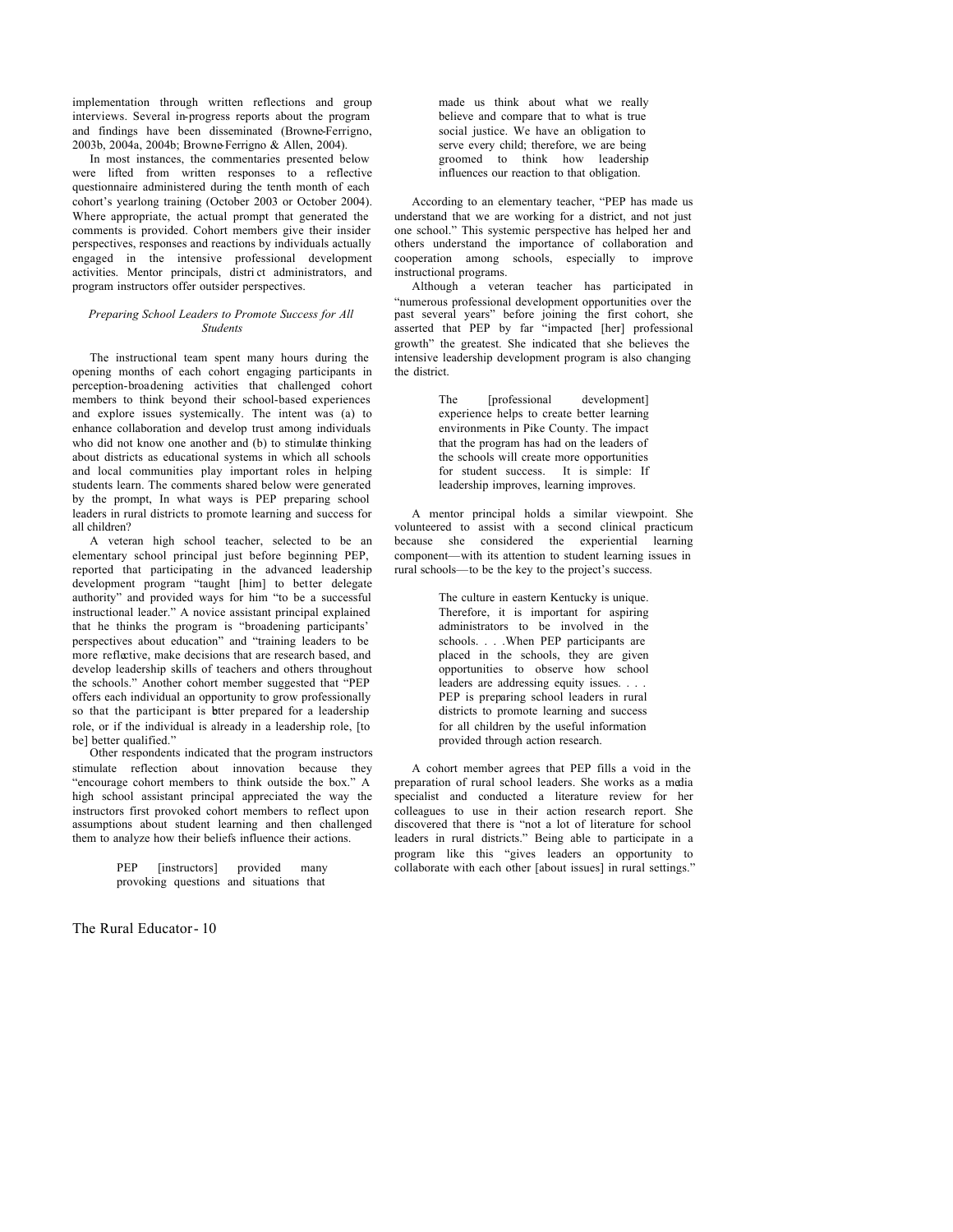implementation through written reflections and group interviews. Several in-progress reports about the program and findings have been disseminated (Browne-Ferrigno, 2003b, 2004a, 2004b; Browne-Ferrigno & Allen, 2004).

In most instances, the commentaries presented below were lifted from written responses to a reflective questionnaire administered during the tenth month of each cohort's yearlong training (October 2003 or October 2004). Where appropriate, the actual prompt that generated the comments is provided. Cohort members give their insider perspectives, responses and reactions by individuals actually engaged in the intensive professional development activities. Mentor principals, district administrators, and program instructors offer outsider perspectives.

*Preparing School Leaders to Promote Success for All Students*

The instructional team spent many hours during the opening months of each cohort engaging participants in perception-broadening activities that challenged cohort members to think beyond their school-based experiences and explore issues systemically. The intent was (a) to enhance collaboration and develop trust among individuals who did not know one another and (b) to stimulate thinking about districts as educational systems in which all schools and local communities play important roles in helping students learn. The comments shared below were generated by the prompt, In what ways is PEP preparing school leaders in rural districts to promote learning and success for all children?

A veteran high school teacher, selected to be an elementary school principal just before beginning PEP, reported that participating in the advanced leadership development program "taught [him] to better delegate authority" and provided ways for him "to be a successful instructional leader." A novice assistant principal explained that he thinks the program is "broadening participants' perspectives about education" and "training leaders to be more reflective, make decisions that are research based, and develop leadership skills of teachers and others throughout the schools." Another cohort member suggested that "PEP offers each individual an opportunity to grow professionally so that the participant is better prepared for a leadership role, or if the individual is already in a leadership role, [to be] better qualified."

Other respondents indicated that the program instructors stimulate reflection about innovation because they "encourage cohort members to think outside the box." A high school assistant principal appreciated the way the instructors first provoked cohort members to reflect upon assumptions about student learning and then challenged them to analyze how their beliefs influence their actions.

> PEP [instructors] provided many provoking questions and situations that made us think about what we really believe and compare that to what is true social justice. We have an obligation to serve every child; therefore, we are being groomed to think how leadership influences our reaction to that obligation.

According to an elementary teacher, "PEP has made us understand that we are working for a district, and not just one school." This systemic perspective has helped her and others understand the importance of collaboration and cooperation among schools, especially to improve instructional programs.

Although a veteran teacher has participated in "numerous professional development opportunities over the past several years" before joining the first cohort, she asserted that PEP by far "impacted [her] professional growth" the greatest. She indicated that she believes the intensive leadership development program is also changing the district.

> The [professional development] experience helps to create better learning environments in Pike County. The impact that the program has had on the leaders of the schools will create more opportunities for student success. It is simple: If leadership improves, learning improves.

A mentor principal holds a similar viewpoint. She volunteered to assist with a second clinical practicum because she considered the experiential learning component—with its attention to student learning issues in rural schools—to be the key to the project's success.

> The culture in eastern Kentucky is unique. Therefore, it is important for aspiring administrators to be involved in the schools. . . .When PEP participants are placed in the schools, they are given opportunities to observe how school leaders are addressing equity issues. . . . PEP is preparing school leaders in rural districts to promote learning and success for all children by the useful information provided through action research.

A cohort member agrees that PEP fills a void in the preparation of rural school leaders. She works as a media specialist and conducted a literature review for her colleagues to use in their action research report. She discovered that there is "not a lot of literature for school leaders in rural districts." Being able to participate in a program like this "gives leaders an opportunity to collaborate with each other [about issues] in rural settings."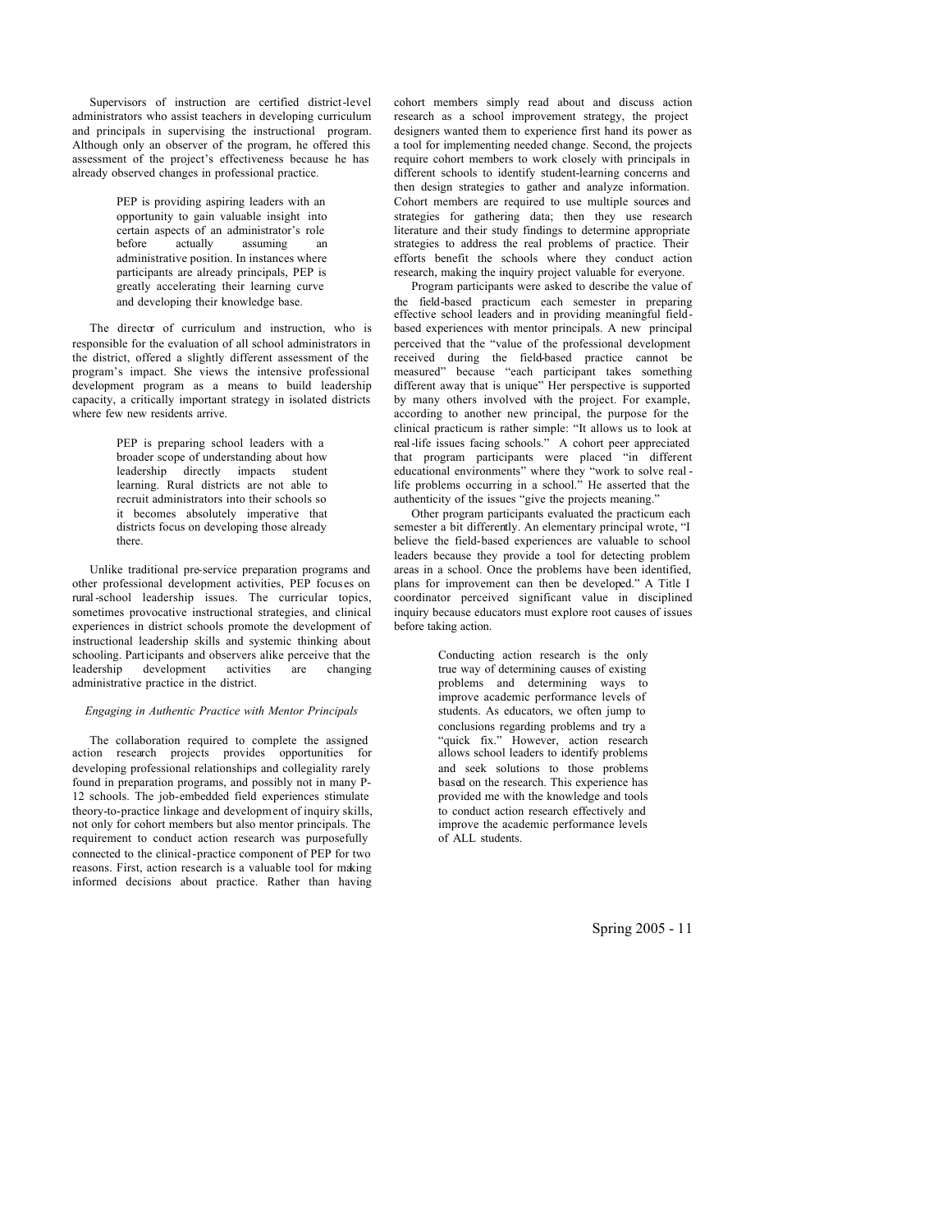Supervisors of instruction are certified district-level administrators who assist teachers in developing curriculum and principals in supervising the instructional program. Although only an observer of the program, he offered this assessment of the project's effectiveness because he has already observed changes in professional practice.

> PEP is providing aspiring leaders with an opportunity to gain valuable insight into certain aspects of an administrator's role before actually assuming an administrative position. In instances where participants are already principals, PEP is greatly accelerating their learning curve and developing their knowledge base.

The director of curriculum and instruction, who is responsible for the evaluation of all school administrators in the district, offered a slightly different assessment of the program's impact. She views the intensive professional development program as a means to build leadership capacity, a critically important strategy in isolated districts where few new residents arrive.

> PEP is preparing school leaders with a broader scope of understanding about how leadership directly impacts student learning. Rural districts are not able to recruit administrators into their schools so it becomes absolutely imperative that districts focus on developing those already there.

Unlike traditional pre-service preparation programs and other professional development activities, PEP focuses on rural-school leadership issues. The curricular topics, sometimes provocative instructional strategies, and clinical experiences in district schools promote the development of instructional leadership skills and systemic thinking about schooling. Participants and observers alike perceive that the leadership development activities are changing administrative practice in the district.

*Engaging in Authentic Practice with Mentor Principals*

The collaboration required to complete the assigned action research projects provides opportunities for developing professional relationships and collegiality rarely found in preparation programs, and possibly not in many P-12 schools. The job-embedded field experiences stimulate theory-to-practice linkage and development of inquiry skills, not only for cohort members but also mentor principals. The requirement to conduct action research was purposefully connected to the clinical-practice component of PEP for two reasons. First, action research is a valuable tool for making informed decisions about practice. Rather than having cohort members simply read about and discuss action research as a school improvement strategy, the project designers wanted them to experience first hand its power as a tool for implementing needed change. Second, the projects require cohort members to work closely with principals in different schools to identify student-learning concerns and then design strategies to gather and analyze information. Cohort members are required to use multiple sources and strategies for gathering data; then they use research literature and their study findings to determine appropriate strategies to address the real problems of practice. Their efforts benefit the schools where they conduct action research, making the inquiry project valuable for everyone.

Program participants were asked to describe the value of the field-based practicum each semester in preparing effective school leaders and in providing meaningful field-based experiences with mentor principals. A new principal perceived that the "value of the professional development received during the field-based practice cannot be measured" because "each participant takes something different away that is unique" Her perspective is supported by many others involved with the project. For example, according to another new principal, the purpose for the clinical practicum is rather simple: "It allows us to look at real-life issues facing schools." A cohort peer appreciated that program participants were placed "in different educational environments" where they "work to solve real-life problems occurring in a school." He asserted that the authenticity of the issues "give the projects meaning."

Other program participants evaluated the practicum each semester a bit differently. An elementary principal wrote, "I believe the field-based experiences are valuable to school leaders because they provide a tool for detecting problem areas in a school. Once the problems have been identified, plans for improvement can then be developed." A Title I coordinator perceived significant value in disciplined inquiry because educators must explore root causes of issues before taking action.

> Conducting action research is the only true way of determining causes of existing problems and determining ways to improve academic performance levels of students. As educators, we often jump to conclusions regarding problems and try a "quick fix." However, action research allows school leaders to identify problems and seek solutions to those problems based on the research. This experience has provided me with the knowledge and tools to conduct action research effectively and improve the academic performance levels of ALL students.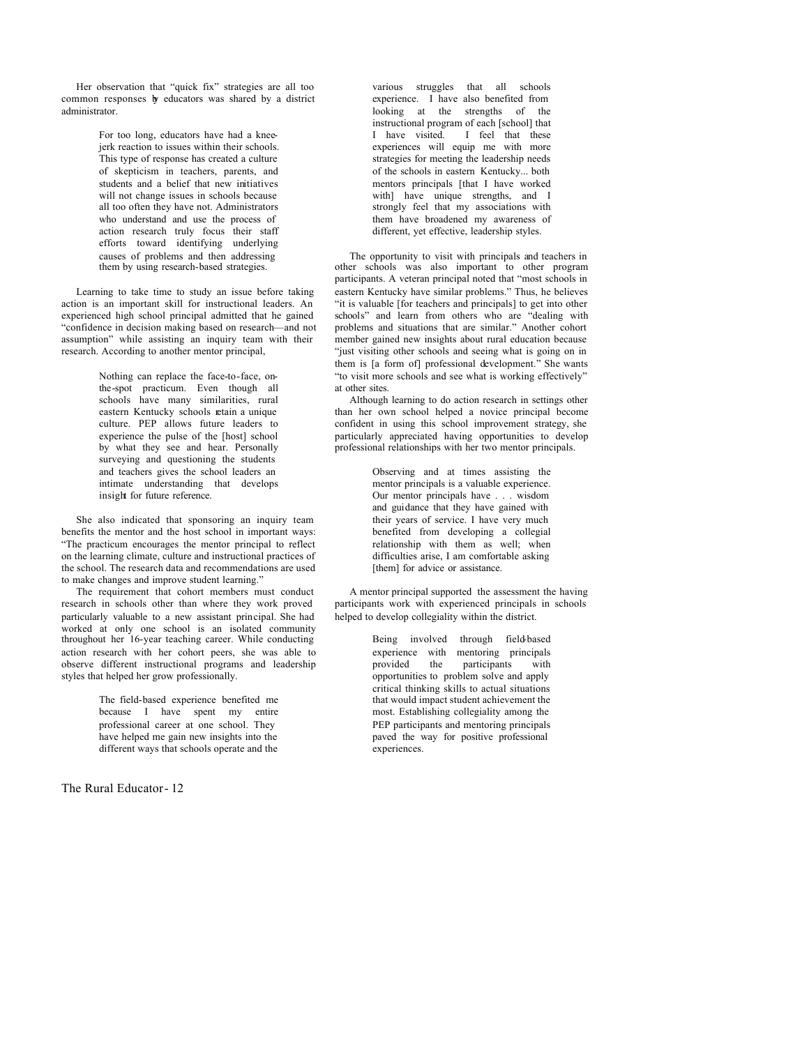Her observation that "quick fix" strategies are all too common responses by educators was shared by a district administrator.

> For too long, educators have had a knee-jerk reaction to issues within their schools. This type of response has created a culture of skepticism in teachers, parents, and students and a belief that new initiatives will not change issues in schools because all too often they have not. Administrators who understand and use the process of action research truly focus their staff efforts toward identifying underlying causes of problems and then addressing them by using research-based strategies.

Learning to take time to study an issue before taking action is an important skill for instructional leaders. An experienced high school principal admitted that he gained "confidence in decision making based on research—and not assumption" while assisting an inquiry team with their research. According to another mentor principal,

> Nothing can replace the face-to-face, on-the-spot practicum. Even though all schools have many similarities, rural eastern Kentucky schools retain a unique culture. PEP allows future leaders to experience the pulse of the [host] school by what they see and hear. Personally surveying and questioning the students and teachers gives the school leaders an intimate understanding that develops insight for future reference.

She also indicated that sponsoring an inquiry team benefits the mentor and the host school in important ways: "The practicum encourages the mentor principal to reflect on the learning climate, culture and instructional practices of the school. The research data and recommendations are used to make changes and improve student learning."

The requirement that cohort members must conduct research in schools other than where they work proved particularly valuable to a new assistant principal. She had worked at only one school is an isolated community throughout her 16-year teaching career. While conducting action research with her cohort peers, she was able to observe different instructional programs and leadership styles that helped her grow professionally.

> The field-based experience benefited me because I have spent my entire professional career at one school. They have helped me gain new insights into the different ways that schools operate and the various struggles that all schools experience. I have also benefited from looking at the strengths of the instructional program of each [school] that I have visited. I feel that these experiences will equip me with more strategies for meeting the leadership needs of the schools in eastern Kentucky... both mentors principals [that I have worked with] have unique strengths, and I strongly feel that my associations with them have broadened my awareness of different, yet effective, leadership styles.

The opportunity to visit with principals and teachers in other schools was also important to other program participants. A veteran principal noted that "most schools in eastern Kentucky have similar problems." Thus, he believes "it is valuable [for teachers and principals] to get into other schools" and learn from others who are "dealing with problems and situations that are similar." Another cohort member gained new insights about rural education because "just visiting other schools and seeing what is going on in them is [a form of] professional development." She wants "to visit more schools and see what is working effectively" at other sites.

Although learning to do action research in settings other than her own school helped a novice principal become confident in using this school improvement strategy, she particularly appreciated having opportunities to develop professional relationships with her two mentor principals.

> Observing and at times assisting the mentor principals is a valuable experience. Our mentor principals have . . . wisdom and guidance that they have gained with their years of service. I have very much benefited from developing a collegial relationship with them as well; when difficulties arise, I am comfortable asking [them] for advice or assistance.

A mentor principal supported the assessment the having participants work with experienced principals in schools helped to develop collegiality within the district.

> Being involved through field-based experience with mentoring principals provided the participants with opportunities to problem solve and apply critical thinking skills to actual situations that would impact student achievement the most. Establishing collegiality among the PEP participants and mentoring principals paved the way for positive professional experiences.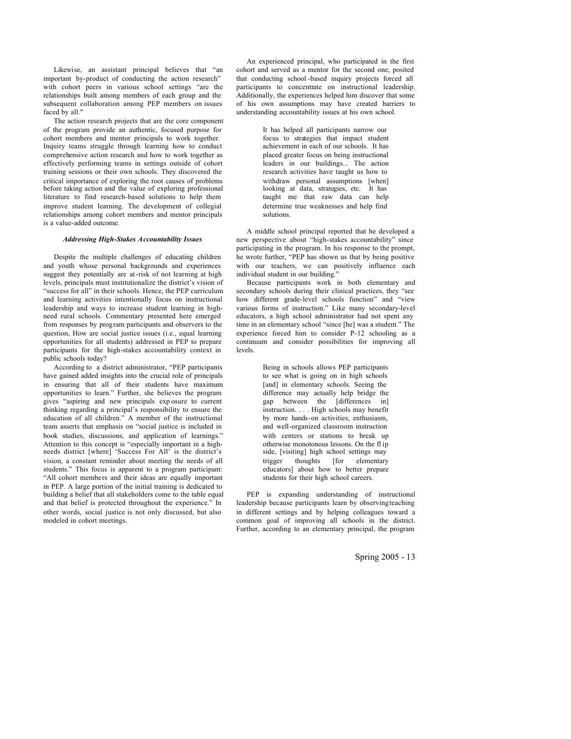Likewise, an assistant principal believes that "an important by-product of conducting the action research" with cohort peers in various school settings "are the relationships built among members of each group and the subsequent collaboration among PEP members on issues faced by all."

The action research projects that are the core component of the program provide an authentic, focused purpose for cohort members and mentor principals to work together. Inquiry teams struggle through learning how to conduct comprehensive action research and how to work together as effectively performing teams in settings outside of cohort training sessions or their own schools. They discovered the critical importance of exploring the root causes of problems before taking action and the value of exploring professional literature to find research-based solutions to help them improve student learning. The development of collegial relationships among cohort members and mentor principals is a value-added outcome.

### *Addressing High-Stakes Accountability Issues*

Despite the multiple challenges of educating children and youth whose personal backgrounds and experiences suggest they potentially are at-risk of not learning at high levels, principals must institutionalize the district's vision of "success for all" in their schools. Hence, the PEP curriculum and learning activities intentionally focus on instructional leadership and ways to increase student learning in high-need rural schools. Commentary presented here emerged from responses by program participants and observers to the question, How are social justice issues (i.e., equal learning opportunities for all students) addressed in PEP to prepare participants for the high-stakes accountability context in public schools today?

According to a district administrator, "PEP participants have gained added insights into the crucial role of principals in ensuring that all of their students have maximum opportunities to learn." Further, she believes the program gives "aspiring and new principals exposure to current thinking regarding a principal's responsibility to ensure the education of all children." A member of the instructional team asserts that emphasis on "social justice is included in book studies, discussions, and application of learnings." Attention to this concept is "especially important in a high-needs district [where] 'Success For All' is the district's vision, a constant reminder about meeting the needs of all students." This focus is apparent to a program participant: "All cohort members and their ideas are equally important in PEP. A large portion of the initial training is dedicated to building a belief that all stakeholders come to the table equal and that belief is protected throughout the experience." In other words, social justice is not only discussed, but also modeled in cohort meetings.

An experienced principal, who participated in the first cohort and served as a mentor for the second one, posited that conducting school-based inquiry projects forced all participants to concentrate on instructional leadership. Additionally, the experiences helped him discover that some of his own assumptions may have created barriers to understanding accountability issues at his own school.

> It has helped all participants narrow our focus to strategies that impact student achievement in each of our schools. It has placed greater focus on being instructional leaders in our buildings... The action research activities have taught us how to withdraw personal assumptions [when] looking at data, strategies, etc. It has taught me that raw data can help determine true weaknesses and help find solutions.

A middle school principal reported that he developed a new perspective about "high-stakes accountability" since participating in the program. In his response to the prompt, he wrote further, "PEP has shown us that by being positive with our teachers, we can positively influence each individual student in our building."

Because participants work in both elementary and secondary schools during their clinical practices, they "see how different grade-level schools function" and "view various forms of instruction." Like many secondary-level educators, a high school administrator had not spent any time in an elementary school "since [he] was a student." The experience forced him to consider P-12 schooling as a continuum and consider possibilities for improving all levels.

> Being in schools allows PEP participants to see what is going on in high schools [and] in elementary schools. Seeing the difference may actually help bridge the gap between the [differences in] instruction. . . . High schools may benefit by more hands-on activities, enthusiasm, and well-organized classroom instruction with centers or stations to break up otherwise monotonous lessons. On the flip side, [visiting] high school settings may trigger thoughts [for elementary educators] about how to better prepare students for their high school careers.

PEP is expanding understanding of instructional leadership because participants learn by observing teaching in different settings and by helping colleagues toward a common goal of improving all schools in the district. Further, according to an elementary principal, the program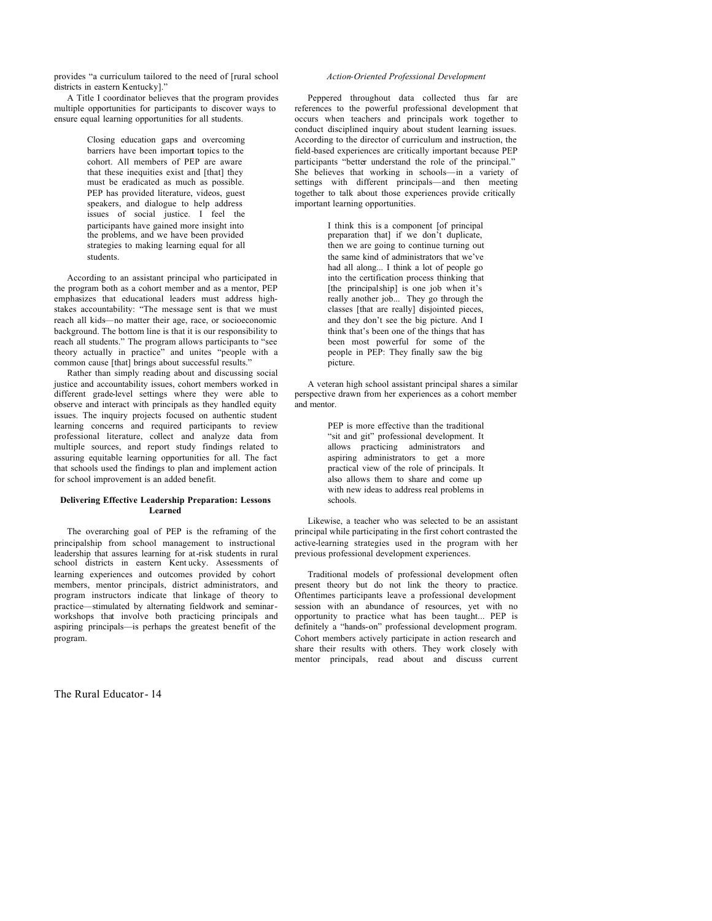provides "a curriculum tailored to the need of [rural school districts in eastern Kentucky]."

A Title I coordinator believes that the program provides multiple opportunities for participants to discover ways to ensure equal learning opportunities for all students.

> Closing education gaps and overcoming barriers have been important topics to the cohort. All members of PEP are aware that these inequities exist and [that] they must be eradicated as much as possible. PEP has provided literature, videos, guest speakers, and dialogue to help address issues of social justice. I feel the participants have gained more insight into the problems, and we have been provided strategies to making learning equal for all students.

According to an assistant principal who participated in the program both as a cohort member and as a mentor, PEP emphasizes that educational leaders must address high-stakes accountability: "The message sent is that we must reach all kids—no matter their age, race, or socioeconomic background. The bottom line is that it is our responsibility to reach all students." The program allows participants to "see theory actually in practice" and unites "people with a common cause [that] brings about successful results."

Rather than simply reading about and discussing social justice and accountability issues, cohort members worked in different grade-level settings where they were able to observe and interact with principals as they handled equity issues. The inquiry projects focused on authentic student learning concerns and required participants to review professional literature, collect and analyze data from multiple sources, and report study findings related to assuring equitable learning opportunities for all. The fact that schools used the findings to plan and implement action for school improvement is an added benefit.

## Delivering Effective Leadership Preparation: Lessons Learned

The overarching goal of PEP is the reframing of the principalship from school management to instructional leadership that assures learning for at-risk students in rural school districts in eastern Kentucky. Assessments of learning experiences and outcomes provided by cohort members, mentor principals, district administrators, and program instructors indicate that linkage of theory to practice—stimulated by alternating fieldwork and seminar-workshops that involve both practicing principals and aspiring principals—is perhaps the greatest benefit of the program.

### *Action-Oriented Professional Development*

Peppered throughout data collected thus far are references to the powerful professional development that occurs when teachers and principals work together to conduct disciplined inquiry about student learning issues. According to the director of curriculum and instruction, the field-based experiences are critically important because PEP participants "better understand the role of the principal." She believes that working in schools—in a variety of settings with different principals—and then meeting together to talk about those experiences provide critically important learning opportunities.

> I think this is a component [of principal preparation that] if we don't duplicate, then we are going to continue turning out the same kind of administrators that we've had all along... I think a lot of people go into the certification process thinking that [the principalship] is one job when it's really another job... They go through the classes [that are really] disjointed pieces, and they don't see the big picture. And I think that's been one of the things that has been most powerful for some of the people in PEP: They finally saw the big picture.

A veteran high school assistant principal shares a similar perspective drawn from her experiences as a cohort member and mentor.

> PEP is more effective than the traditional "sit and git" professional development. It allows practicing administrators and aspiring administrators to get a more practical view of the role of principals. It also allows them to share and come up with new ideas to address real problems in schools.

Likewise, a teacher who was selected to be an assistant principal while participating in the first cohort contrasted the active-learning strategies used in the program with her previous professional development experiences.

> Traditional models of professional development often present theory but do not link the theory to practice. Oftentimes participants leave a professional development session with an abundance of resources, yet with no opportunity to practice what has been taught... PEP is definitely a "hands-on" professional development program. Cohort members actively participate in action research and share their results with others. They work closely with mentor principals, read about and discuss current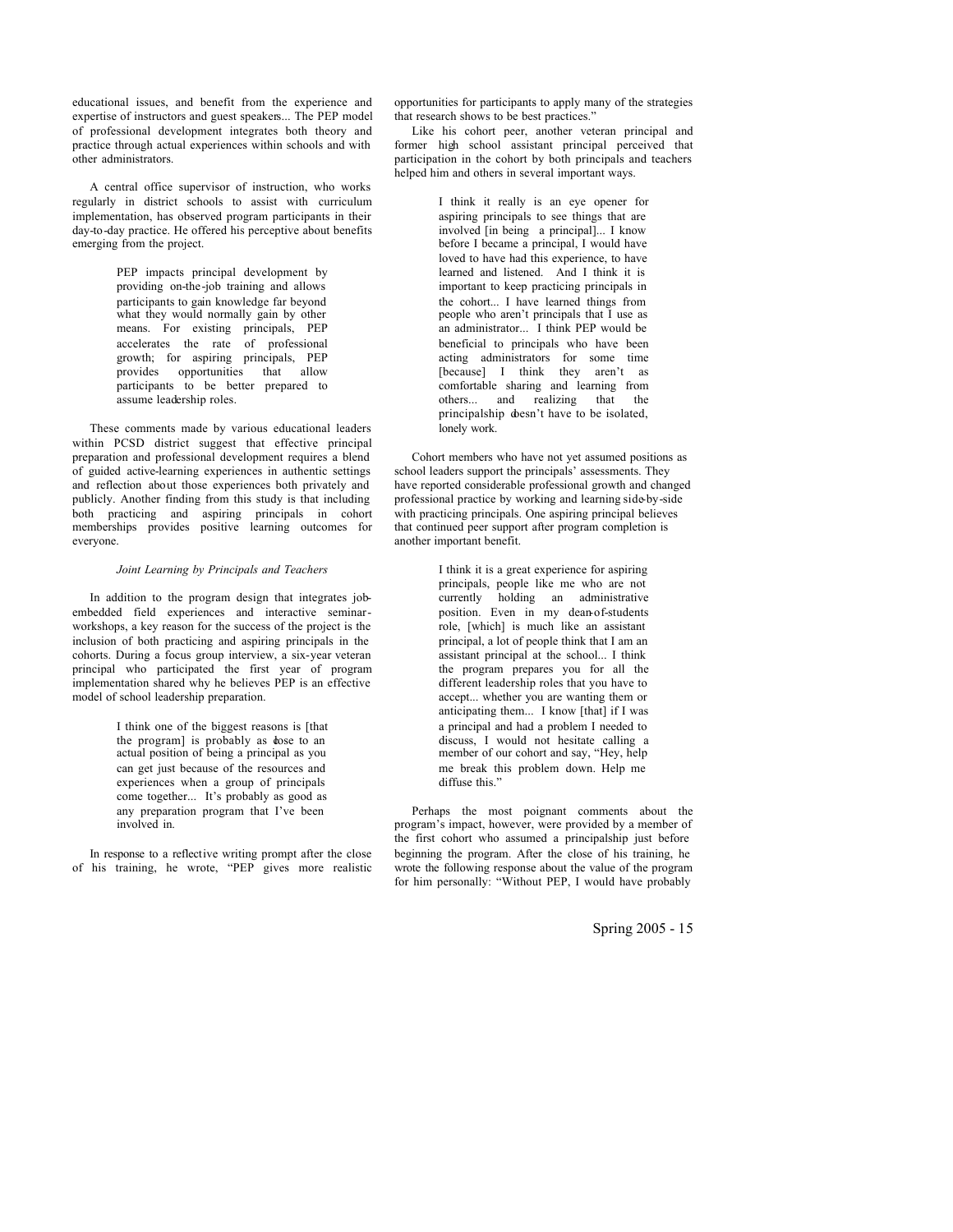educational issues, and benefit from the experience and expertise of instructors and guest speakers... The PEP model of professional development integrates both theory and practice through actual experiences within schools and with other administrators.

A central office supervisor of instruction, who works regularly in district schools to assist with curriculum implementation, has observed program participants in their day-to-day practice. He offered his perceptive about benefits emerging from the project.

> PEP impacts principal development by providing on-the-job training and allows participants to gain knowledge far beyond what they would normally gain by other means. For existing principals, PEP accelerates the rate of professional growth; for aspiring principals, PEP provides opportunities that allow participants to be better prepared to assume leadership roles.

These comments made by various educational leaders within PCSD district suggest that effective principal preparation and professional development requires a blend of guided active-learning experiences in authentic settings and reflection about those experiences both privately and publicly. Another finding from this study is that including both practicing and aspiring principals in cohort memberships provides positive learning outcomes for everyone.

*Joint Learning by Principals and Teachers*

In addition to the program design that integrates job-embedded field experiences and interactive seminar-workshops, a key reason for the success of the project is the inclusion of both practicing and aspiring principals in the cohorts. During a focus group interview, a six-year veteran principal who participated the first year of program implementation shared why he believes PEP is an effective model of school leadership preparation.

> I think one of the biggest reasons is [that the program] is probably as close to an actual position of being a principal as you can get just because of the resources and experiences when a group of principals come together... It's probably as good as any preparation program that I've been involved in.

In response to a reflective writing prompt after the close of his training, he wrote, "PEP gives more realistic opportunities for participants to apply many of the strategies that research shows to be best practices."

Like his cohort peer, another veteran principal and former high school assistant principal perceived that participation in the cohort by both principals and teachers helped him and others in several important ways.

> I think it really is an eye opener for aspiring principals to see things that are involved [in being a principal]... I know before I became a principal, I would have loved to have had this experience, to have learned and listened. And I think it is important to keep practicing principals in the cohort... I have learned things from people who aren't principals that I use as an administrator... I think PEP would be beneficial to principals who have been acting administrators for some time [because] I think they aren't as comfortable sharing and learning from others... and realizing that the principalship doesn't have to be isolated, lonely work.

Cohort members who have not yet assumed positions as school leaders support the principals' assessments. They have reported considerable professional growth and changed professional practice by working and learning side-by-side with practicing principals. One aspiring principal believes that continued peer support after program completion is another important benefit.

> I think it is a great experience for aspiring principals, people like me who are not currently holding an administrative position. Even in my dean-of-students role, [which] is much like an assistant principal, a lot of people think that I am an assistant principal at the school... I think the program prepares you for all the different leadership roles that you have to accept... whether you are wanting them or anticipating them... I know [that] if I was a principal and had a problem I needed to discuss, I would not hesitate calling a member of our cohort and say, "Hey, help me break this problem down. Help me diffuse this."

Perhaps the most poignant comments about the program's impact, however, were provided by a member of the first cohort who assumed a principalship just before beginning the program. After the close of his training, he wrote the following response about the value of the program for him personally: "Without PEP, I would have probably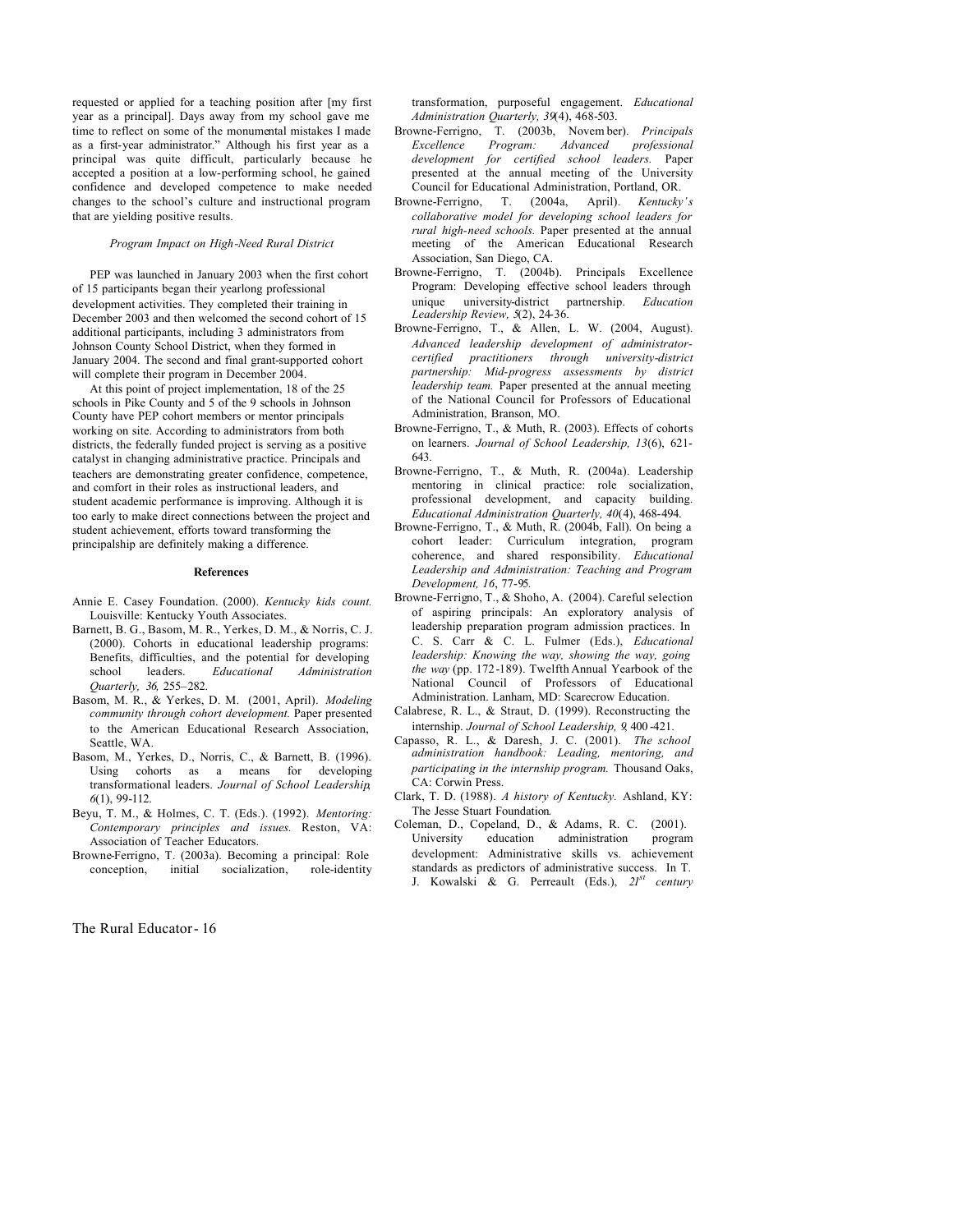requested or applied for a teaching position after [my first year as a principal]. Days away from my school gave me time to reflect on some of the monumental mistakes I made as a first-year administrator." Although his first year as a principal was quite difficult, particularly because he accepted a position at a low-performing school, he gained confidence and developed competence to make needed changes to the school's culture and instructional program that are yielding positive results.

### *Program Impact on High-Need Rural District*

PEP was launched in January 2003 when the first cohort of 15 participants began their yearlong professional development activities. They completed their training in December 2003 and then welcomed the second cohort of 15 additional participants, including 3 administrators from Johnson County School District, when they formed in January 2004. The second and final grant-supported cohort will complete their program in December 2004.

At this point of project implementation, 18 of the 25 schools in Pike County and 5 of the 9 schools in Johnson County have PEP cohort members or mentor principals working on site. According to administrators from both districts, the federally funded project is serving as a positive catalyst in changing administrative practice. Principals and teachers are demonstrating greater confidence, competence, and comfort in their roles as instructional leaders, and student academic performance is improving. Although it is too early to make direct connections between the project and student achievement, efforts toward transforming the principalship are definitely making a difference.

## References

Annie E. Casey Foundation. (2000). *Kentucky kids count.* Louisville: Kentucky Youth Associates.

Barnett, B. G., Basom, M. R., Yerkes, D. M., & Norris, C. J. (2000). Cohorts in educational leadership programs: Benefits, difficulties, and the potential for developing school leaders. *Educational Administration Quarterly, 36,* 255–282.

Basom, M. R., & Yerkes, D. M. (2001, April). *Modeling community through cohort development.* Paper presented to the American Educational Research Association, Seattle, WA.

Basom, M., Yerkes, D., Norris, C., & Barnett, B. (1996). Using cohorts as a means for developing transformational leaders. *Journal of School Leadership, 6*(1), 99-112.

Beyu, T. M., & Holmes, C. T. (Eds.). (1992). *Mentoring: Contemporary principles and issues.* Reston, VA: Association of Teacher Educators.

Browne-Ferrigno, T. (2003a). Becoming a principal: Role conception, initial socialization, role-identity transformation, purposeful engagement. *Educational Administration Quarterly, 39*(4), 468-503.

Browne-Ferrigno, T. (2003b, November). *Principals Excellence Program: Advanced professional development for certified school leaders.* Paper presented at the annual meeting of the University Council for Educational Administration, Portland, OR.

Browne-Ferrigno, T. (2004a, April). *Kentucky's collaborative model for developing school leaders for rural high-need schools.* Paper presented at the annual meeting of the American Educational Research Association, San Diego, CA.

Browne-Ferrigno, T. (2004b). Principals Excellence Program: Developing effective school leaders through unique university-district partnership. *Education Leadership Review, 5*(2), 24-36.

Browne-Ferrigno, T., & Allen, L. W. (2004, August). *Advanced leadership development of administrator-certified practitioners through university-district partnership: Mid-progress assessments by district leadership team.* Paper presented at the annual meeting of the National Council for Professors of Educational Administration, Branson, MO.

Browne-Ferrigno, T., & Muth, R. (2003). Effects of cohorts on learners. *Journal of School Leadership, 13*(6), 621-643.

Browne-Ferrigno, T., & Muth, R. (2004a). Leadership mentoring in clinical practice: role socialization, professional development, and capacity building. *Educational Administration Quarterly, 40*(4), 468-494.

Browne-Ferrigno, T., & Muth, R. (2004b, Fall). On being a cohort leader: Curriculum integration, program coherence, and shared responsibility. *Educational Leadership and Administration: Teaching and Program Development, 16*, 77-95.

Browne-Ferrigno, T., & Shoho, A. (2004). Careful selection of aspiring principals: An exploratory analysis of leadership preparation program admission practices. In C. S. Carr & C. L. Fulmer (Eds.), *Educational leadership: Knowing the way, showing the way, going the way* (pp. 172-189). Twelfth Annual Yearbook of the National Council of Professors of Educational Administration. Lanham, MD: Scarecrow Education.

Calabrese, R. L., & Straut, D. (1999). Reconstructing the internship. *Journal of School Leadership, 9,* 400-421.

Capasso, R. L., & Daresh, J. C. (2001). *The school administration handbook: Leading, mentoring, and participating in the internship program.* Thousand Oaks, CA: Corwin Press.

Clark, T. D. (1988). *A history of Kentucky.* Ashland, KY: The Jesse Stuart Foundation.

Coleman, D., Copeland, D., & Adams, R. C. (2001). University education administration program development: Administrative skills vs. achievement standards as predictors of administrative success. In T. J. Kowalski & G. Perreault (Eds.), *21st century*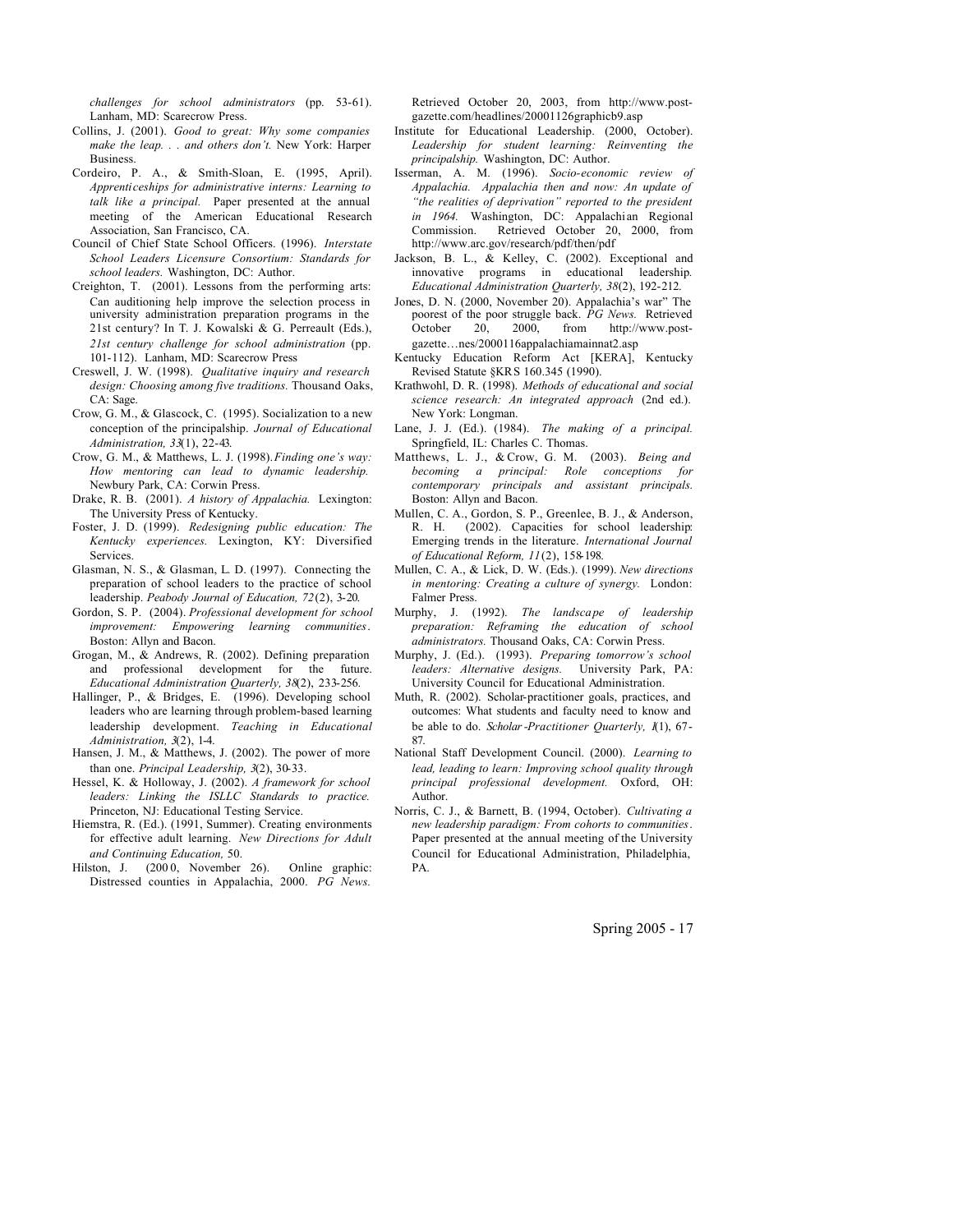*challenges for school administrators* (pp. 53-61). Lanham, MD: Scarecrow Press.

Collins, J. (2001). *Good to great: Why some companies make the leap. . . and others don't.* New York: Harper Business.

Cordeiro, P. A., & Smith-Sloan, E. (1995, April). *Apprenticeships for administrative interns: Learning to talk like a principal.* Paper presented at the annual meeting of the American Educational Research Association, San Francisco, CA.

Council of Chief State School Officers. (1996). *Interstate School Leaders Licensure Consortium: Standards for school leaders.* Washington, DC: Author.

Creighton, T. (2001). Lessons from the performing arts: Can auditioning help improve the selection process in university administration preparation programs in the 21st century? In T. J. Kowalski & G. Perreault (Eds.), *21st century challenge for school administration* (pp. 101-112). Lanham, MD: Scarecrow Press

Creswell, J. W. (1998). *Qualitative inquiry and research design: Choosing among five traditions.* Thousand Oaks, CA: Sage.

Crow, G. M., & Glascock, C. (1995). Socialization to a new conception of the principalship. *Journal of Educational Administration, 33*(1), 22-43.

Crow, G. M., & Matthews, L. J. (1998). *Finding one's way: How mentoring can lead to dynamic leadership.* Newbury Park, CA: Corwin Press.

Drake, R. B. (2001). *A history of Appalachia.* Lexington: The University Press of Kentucky.

Foster, J. D. (1999). *Redesigning public education: The Kentucky experiences.* Lexington, KY: Diversified Services.

Glasman, N. S., & Glasman, L. D. (1997). Connecting the preparation of school leaders to the practice of school leadership. *Peabody Journal of Education, 72*(2), 3-20.

Gordon, S. P. (2004). *Professional development for school improvement: Empowering learning communities*. Boston: Allyn and Bacon.

Grogan, M., & Andrews, R. (2002). Defining preparation and professional development for the future. *Educational Administration Quarterly, 38*(2), 233-256.

Hallinger, P., & Bridges, E. (1996). Developing school leaders who are learning through problem-based learning leadership development. *Teaching in Educational Administration, 3*(2), 1-4.

Hansen, J. M., & Matthews, J. (2002). The power of more than one. *Principal Leadership, 3*(2), 30-33.

Hessel, K. & Holloway, J. (2002). *A framework for school leaders: Linking the ISLLC Standards to practice.* Princeton, NJ: Educational Testing Service.

Hiemstra, R. (Ed.). (1991, Summer). Creating environments for effective adult learning. *New Directions for Adult and Continuing Education,* 50.

Hilston, J. (2000, November 26). Online graphic: Distressed counties in Appalachia, 2000. *PG News.* Retrieved October 20, 2003, from http://www.post-gazette.com/headlines/20001126graphicb9.asp

Institute for Educational Leadership. (2000, October). *Leadership for student learning: Reinventing the principalship.* Washington, DC: Author.

Isserman, A. M. (1996). *Socio-economic review of Appalachia. Appalachia then and now: An update of "the realities of deprivation" reported to the president in 1964.* Washington, DC: Appalachian Regional Commission. Retrieved October 20, 2000, from http://www.arc.gov/research/pdf/then/pdf

Jackson, B. L., & Kelley, C. (2002). Exceptional and innovative programs in educational leadership. *Educational Administration Quarterly, 38*(2), 192-212.

Jones, D. N. (2000, November 20). Appalachia's war" The poorest of the poor struggle back. *PG News.* Retrieved October 20, 2000, from http://www.post-gazette…nes/2000116appalachiamainnat2.asp

Kentucky Education Reform Act [KERA], Kentucky Revised Statute §KRS 160.345 (1990).

Krathwohl, D. R. (1998). *Methods of educational and social science research: An integrated approach* (2nd ed.). New York: Longman.

Lane, J. J. (Ed.). (1984). *The making of a principal.* Springfield, IL: Charles C. Thomas.

Matthews, L. J., & Crow, G. M. (2003). *Being and becoming a principal: Role conceptions for contemporary principals and assistant principals.* Boston: Allyn and Bacon.

Mullen, C. A., Gordon, S. P., Greenlee, B. J., & Anderson, R. H. (2002). Capacities for school leadership: Emerging trends in the literature. *International Journal of Educational Reform, 11*(2), 158-198.

Mullen, C. A., & Lick, D. W. (Eds.). (1999). *New directions in mentoring: Creating a culture of synergy.* London: Falmer Press.

Murphy, J. (1992). *The landscape of leadership preparation: Reframing the education of school administrators.* Thousand Oaks, CA: Corwin Press.

Murphy, J. (Ed.). (1993). *Preparing tomorrow's school leaders: Alternative designs.* University Park, PA: University Council for Educational Administration.

Muth, R. (2002). Scholar-practitioner goals, practices, and outcomes: What students and faculty need to know and be able to do. *Scholar-Practitioner Quarterly, 1*(1), 67-87.

National Staff Development Council. (2000). *Learning to lead, leading to learn: Improving school quality through principal professional development.* Oxford, OH: Author.

Norris, C. J., & Barnett, B. (1994, October). *Cultivating a new leadership paradigm: From cohorts to communities*. Paper presented at the annual meeting of the University Council for Educational Administration, Philadelphia, PA.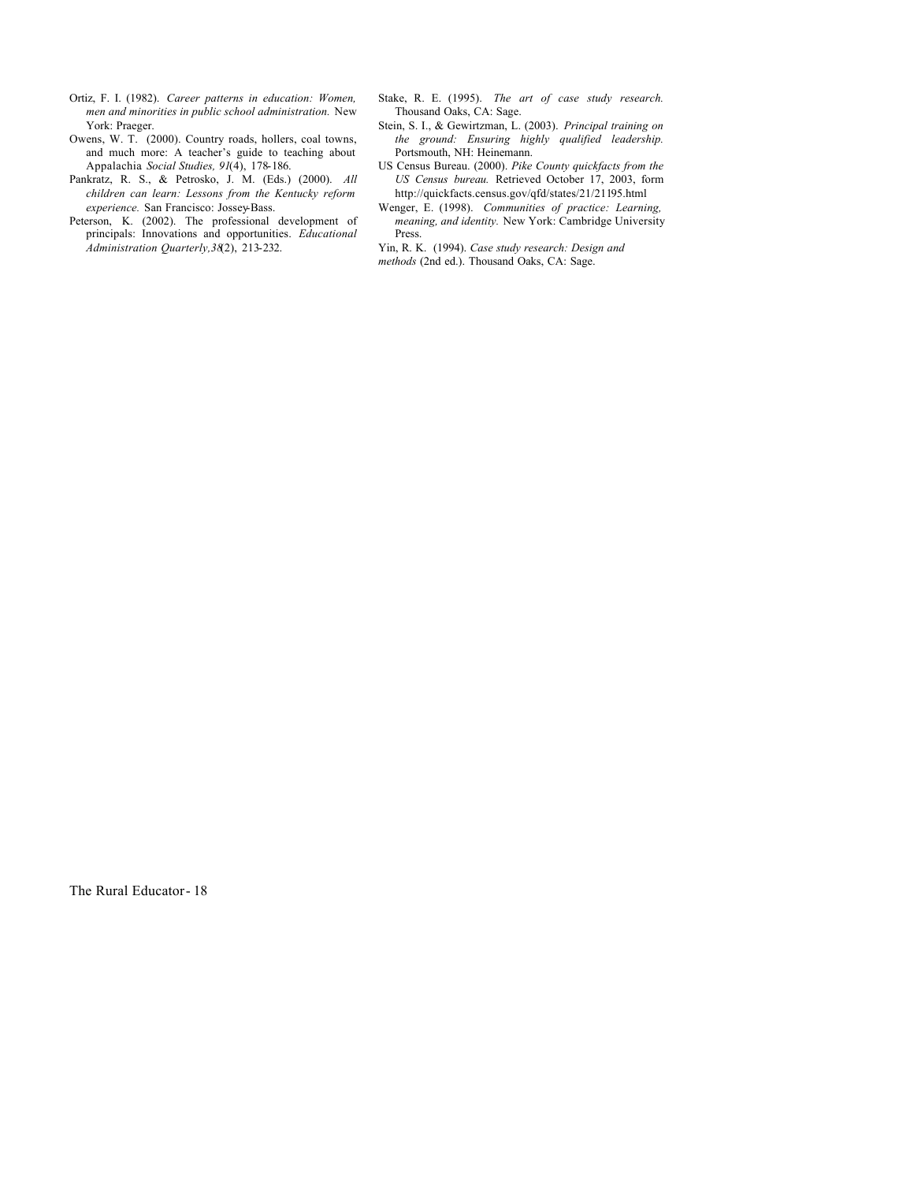Ortiz, F. I. (1982). *Career patterns in education: Women, men and minorities in public school administration.* New York: Praeger.

Owens, W. T. (2000). Country roads, hollers, coal towns, and much more: A teacher's guide to teaching about Appalachia *Social Studies, 91*(4), 178-186.

Pankratz, R. S., & Petrosko, J. M. (Eds.) (2000). *All children can learn: Lessons from the Kentucky reform experience.* San Francisco: Jossey-Bass.

Peterson, K. (2002). The professional development of principals: Innovations and opportunities. *Educational Administration Quarterly,38*(2), 213-232.

Stake, R. E. (1995). *The art of case study research.* Thousand Oaks, CA: Sage.

Stein, S. I., & Gewirtzman, L. (2003). *Principal training on the ground: Ensuring highly qualified leadership.* Portsmouth, NH: Heinemann.

US Census Bureau. (2000). *Pike County quickfacts from the US Census bureau.* Retrieved October 17, 2003, form http://quickfacts.census.gov/qfd/states/21/21195.html

Wenger, E. (1998). *Communities of practice: Learning, meaning, and identity.* New York: Cambridge University Press.

Yin, R. K. (1994). *Case study research: Design and methods* (2nd ed.). Thousand Oaks, CA: Sage.